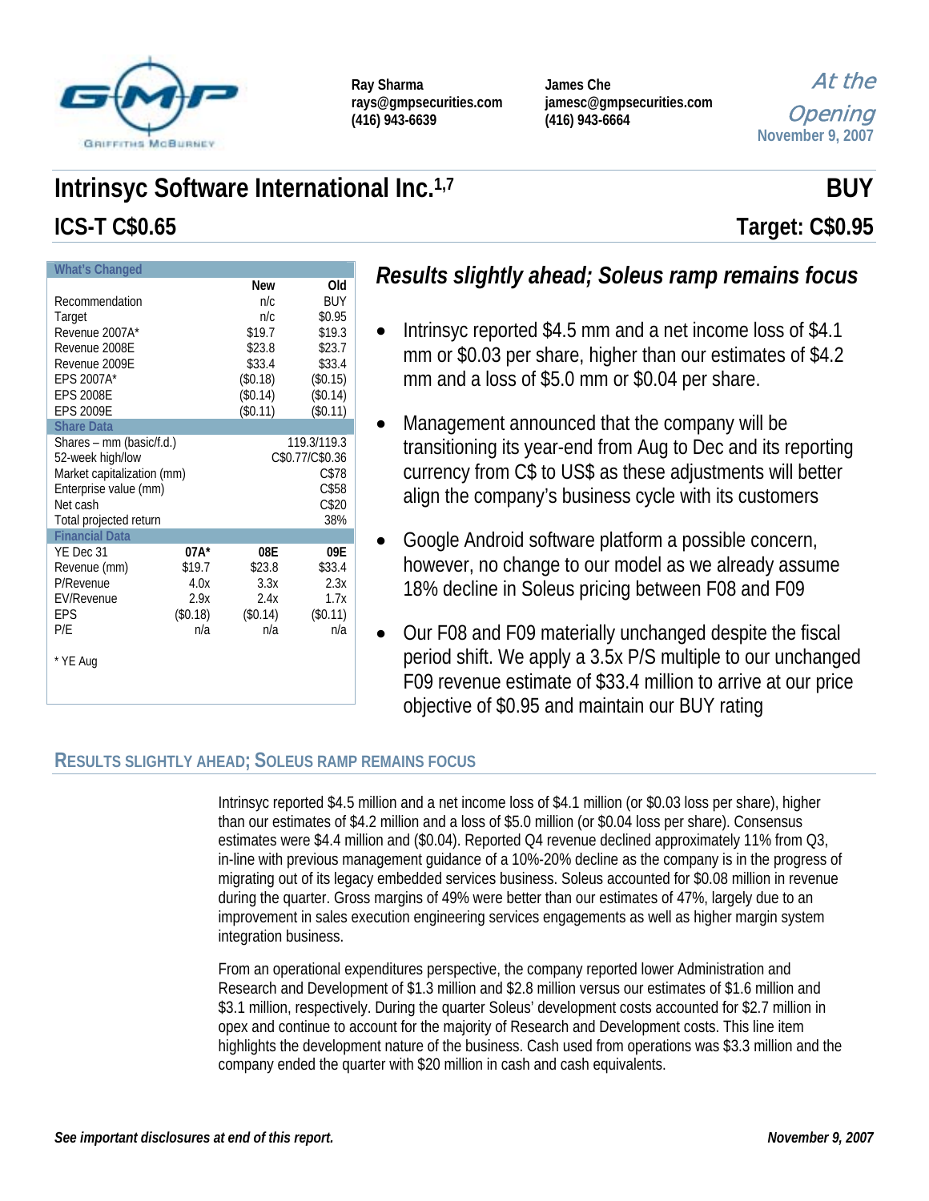Ray Sharma
rays@gmpsecurities.com
(416) 943-6639

James Che
jamesc@gmpsecurities.com
(416) 943-6664

*At the Opening*
November 9, 2007

# Intrinsyc Software International Inc.[1,7]

**BUY**

## ICS-T C$0.65

**Target: C$0.95**

| What's Changed | | New | Old |
|---|---|---|---|
| Recommendation | | n/c | BUY |
| Target | | n/c | $0.95 |
| Revenue 2007A* | | $19.7 | $19.3 |
| Revenue 2008E | | $23.8 | $23.7 |
| Revenue 2009E | | $33.4 | $33.4 |
| EPS 2007A* | | ($0.18) | ($0.15) |
| EPS 2008E | | ($0.14) | ($0.14) |
| EPS 2009E | | ($0.11) | ($0.11) |
| **Share Data** | | | |
| Shares – mm (basic/f.d.) | | | 119.3/119.3 |
| 52-week high/low | | | C$0.77/C$0.36 |
| Market capitalization (mm) | | | C$78 |
| Enterprise value (mm) | | | C$58 |
| Net cash | | | C$20 |
| Total projected return | | | 38% |
| **Financial Data** | | | |
| YE Dec 31 | 07A* | 08E | 09E |
| Revenue (mm) | $19.7 | $23.8 | $33.4 |
| P/Revenue | 4.0x | 3.3x | 2.3x |
| EV/Revenue | 2.9x | 2.4x | 1.7x |
| EPS | ($0.18) | ($0.14) | ($0.11) |
| P/E | n/a | n/a | n/a |

\* YE Aug

## *Results slightly ahead; Soleus ramp remains focus*

- Intrinsyc reported $4.5 mm and a net income loss of $4.1 mm or $0.03 per share, higher than our estimates of $4.2 mm and a loss of $5.0 mm or $0.04 per share.
- Management announced that the company will be transitioning its year-end from Aug to Dec and its reporting currency from C$ to US$ as these adjustments will better align the company's business cycle with its customers
- Google Android software platform a possible concern, however, no change to our model as we already assume 18% decline in Soleus pricing between F08 and F09
- Our F08 and F09 materially unchanged despite the fiscal period shift. We apply a 3.5x P/S multiple to our unchanged F09 revenue estimate of $33.4 million to arrive at our price objective of $0.95 and maintain our BUY rating

## Results Slightly Ahead; Soleus Ramp Remains Focus

Intrinsyc reported $4.5 million and a net income loss of $4.1 million (or $0.03 loss per share), higher than our estimates of $4.2 million and a loss of $5.0 million (or $0.04 loss per share). Consensus estimates were $4.4 million and ($0.04). Reported Q4 revenue declined approximately 11% from Q3, in-line with previous management guidance of a 10%-20% decline as the company is in the progress of migrating out of its legacy embedded services business. Soleus accounted for $0.08 million in revenue during the quarter. Gross margins of 49% were better than our estimates of 47%, largely due to an improvement in sales execution engineering services engagements as well as higher margin system integration business.

From an operational expenditures perspective, the company reported lower Administration and Research and Development of $1.3 million and $2.8 million versus our estimates of $1.6 million and $3.1 million, respectively. During the quarter Soleus' development costs accounted for $2.7 million in opex and continue to account for the majority of Research and Development costs. This line item highlights the development nature of the business. Cash used from operations was $3.3 million and the company ended the quarter with $20 million in cash and cash equivalents.

*See important disclosures at end of this report.*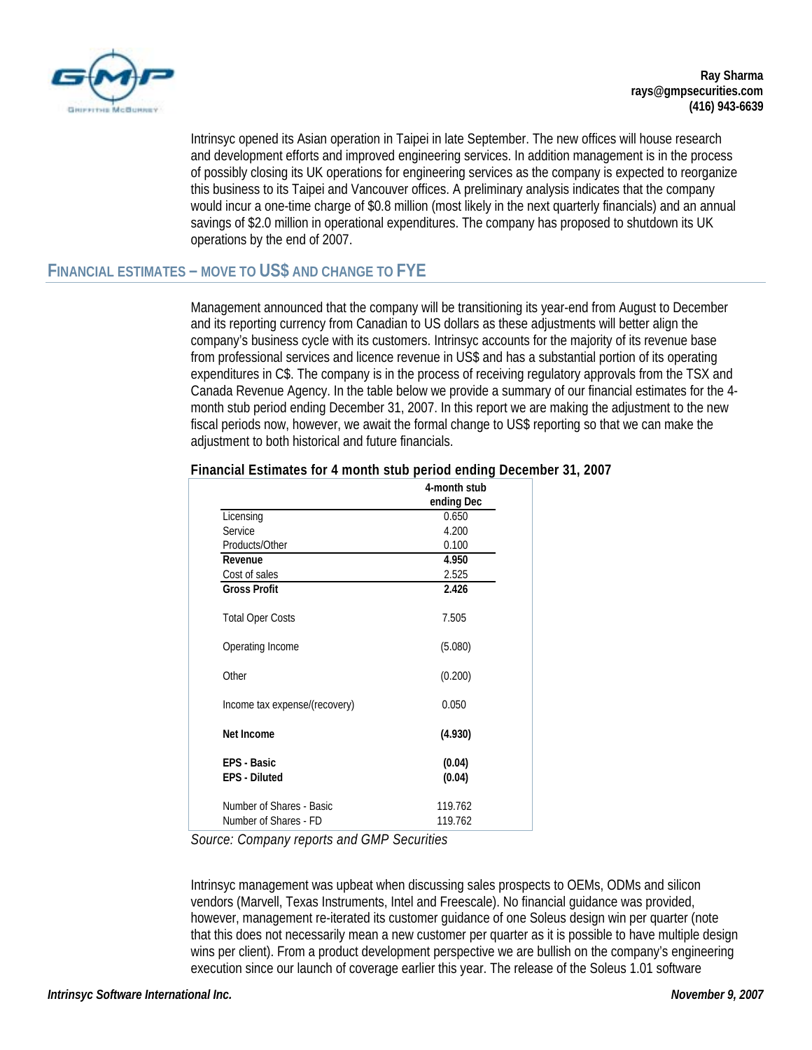Intrinsyc opened its Asian operation in Taipei in late September. The new offices will house research and development efforts and improved engineering services. In addition management is in the process of possibly closing its UK operations for engineering services as the company is expected to reorganize this business to its Taipei and Vancouver offices. A preliminary analysis indicates that the company would incur a one-time charge of $0.8 million (most likely in the next quarterly financials) and an annual savings of $2.0 million in operational expenditures. The company has proposed to shutdown its UK operations by the end of 2007.

## Financial Estimates – Move to US$ and Change to FYE

Management announced that the company will be transitioning its year-end from August to December and its reporting currency from Canadian to US dollars as these adjustments will better align the company's business cycle with its customers. Intrinsyc accounts for the majority of its revenue base from professional services and licence revenue in US$ and has a substantial portion of its operating expenditures in C$. The company is in the process of receiving regulatory approvals from the TSX and Canada Revenue Agency. In the table below we provide a summary of our financial estimates for the 4-month stub period ending December 31, 2007. In this report we are making the adjustment to the new fiscal periods now, however, we await the formal change to US$ reporting so that we can make the adjustment to both historical and future financials.

**Financial Estimates for 4 month stub period ending December 31, 2007**

| | 4-month stub ending Dec |
|---|---|
| Licensing | 0.650 |
| Service | 4.200 |
| Products/Other | 0.100 |
| **Revenue** | **4.950** |
| Cost of sales | 2.525 |
| **Gross Profit** | **2.426** |
| Total Oper Costs | 7.505 |
| Operating Income | (5.080) |
| Other | (0.200) |
| Income tax expense/(recovery) | 0.050 |
| **Net Income** | **(4.930)** |
| **EPS - Basic** | **(0.04)** |
| **EPS - Diluted** | **(0.04)** |
| Number of Shares - Basic | 119.762 |
| Number of Shares - FD | 119.762 |

*Source: Company reports and GMP Securities*

Intrinsyc management was upbeat when discussing sales prospects to OEMs, ODMs and silicon vendors (Marvell, Texas Instruments, Intel and Freescale). No financial guidance was provided, however, management re-iterated its customer guidance of one Soleus design win per quarter (note that this does not necessarily mean a new customer per quarter as it is possible to have multiple design wins per client). From a product development perspective we are bullish on the company's engineering execution since our launch of coverage earlier this year. The release of the Soleus 1.01 software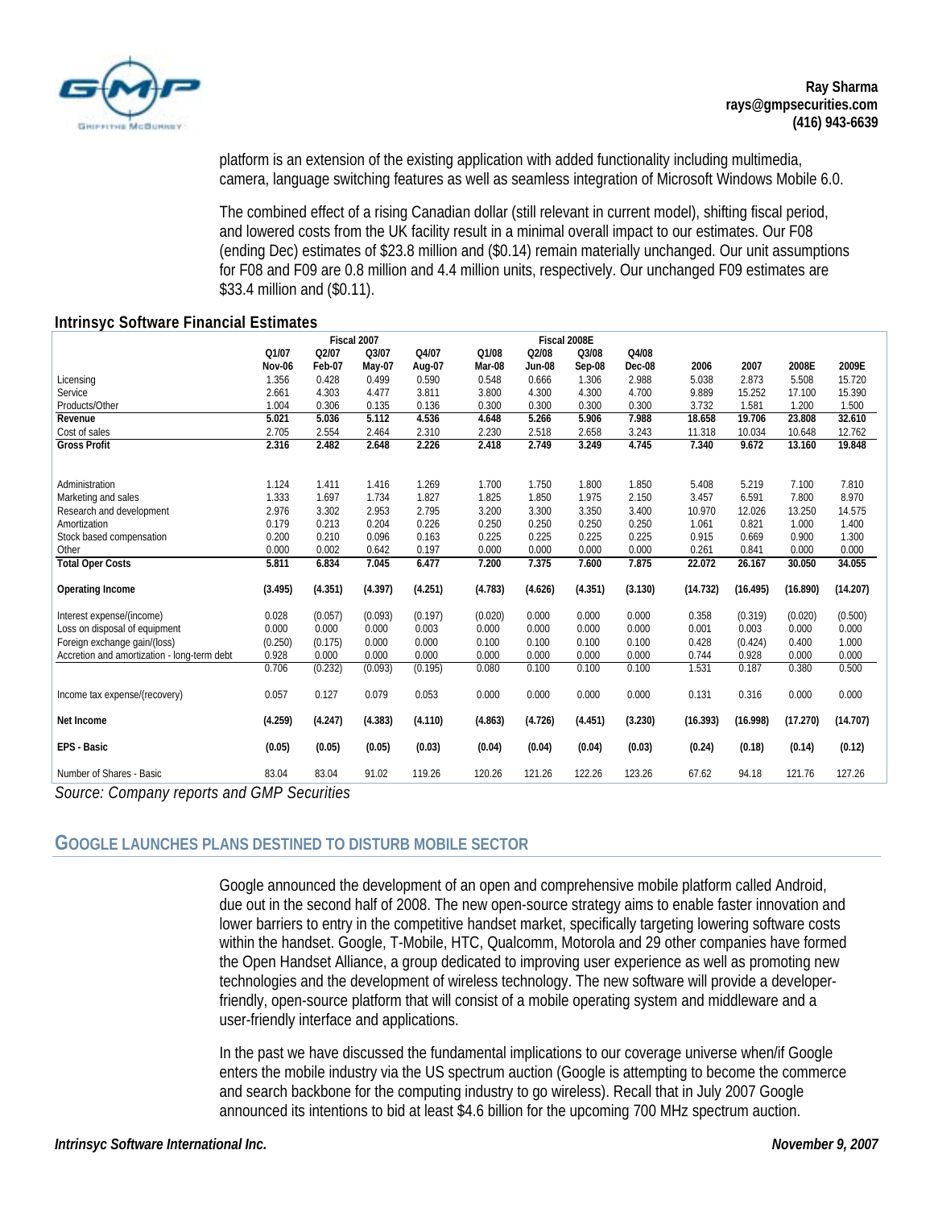platform is an extension of the existing application with added functionality including multimedia, camera, language switching features as well as seamless integration of Microsoft Windows Mobile 6.0.

The combined effect of a rising Canadian dollar (still relevant in current model), shifting fiscal period, and lowered costs from the UK facility result in a minimal overall impact to our estimates. Our F08 (ending Dec) estimates of $23.8 million and ($0.14) remain materially unchanged. Our unit assumptions for F08 and F09 are 0.8 million and 4.4 million units, respectively. Our unchanged F09 estimates are $33.4 million and ($0.11).

**Intrinsyc Software Financial Estimates**

| | Fiscal 2007 | | | | Fiscal 2008E | | | | | | | |
|---|---|---|---|---|---|---|---|---|---|---|---|---|
| | Q1/07 Nov-06 | Q2/07 Feb-07 | Q3/07 May-07 | Q4/07 Aug-07 | Q1/08 Mar-08 | Q2/08 Jun-08 | Q3/08 Sep-08 | Q4/08 Dec-08 | 2006 | 2007 | 2008E | 2009E |
| Licensing | 1.356 | 0.428 | 0.499 | 0.590 | 0.548 | 0.666 | 1.306 | 2.988 | 5.038 | 2.873 | 5.508 | 15.720 |
| Service | 2.661 | 4.303 | 4.477 | 3.811 | 3.800 | 4.300 | 4.300 | 4.700 | 9.889 | 15.252 | 17.100 | 15.390 |
| Products/Other | 1.004 | 0.306 | 0.135 | 0.136 | 0.300 | 0.300 | 0.300 | 0.300 | 3.732 | 1.581 | 1.200 | 1.500 |
| **Revenue** | **5.021** | **5.036** | **5.112** | **4.536** | **4.648** | **5.266** | **5.906** | **7.988** | **18.658** | **19.706** | **23.808** | **32.610** |
| Cost of sales | 2.705 | 2.554 | 2.464 | 2.310 | 2.230 | 2.518 | 2.658 | 3.243 | 11.318 | 10.034 | 10.648 | 12.762 |
| **Gross Profit** | **2.316** | **2.482** | **2.648** | **2.226** | **2.418** | **2.749** | **3.249** | **4.745** | **7.340** | **9.672** | **13.160** | **19.848** |
| Administration | 1.124 | 1.411 | 1.416 | 1.269 | 1.700 | 1.750 | 1.800 | 1.850 | 5.408 | 5.219 | 7.100 | 7.810 |
| Marketing and sales | 1.333 | 1.697 | 1.734 | 1.827 | 1.825 | 1.850 | 1.975 | 2.150 | 3.457 | 6.591 | 7.800 | 8.970 |
| Research and development | 2.976 | 3.302 | 2.953 | 2.795 | 3.200 | 3.300 | 3.350 | 3.400 | 10.970 | 12.026 | 13.250 | 14.575 |
| Amortization | 0.179 | 0.213 | 0.204 | 0.226 | 0.250 | 0.250 | 0.250 | 0.250 | 1.061 | 0.821 | 1.000 | 1.400 |
| Stock based compensation | 0.200 | 0.210 | 0.096 | 0.163 | 0.225 | 0.225 | 0.225 | 0.225 | 0.915 | 0.669 | 0.900 | 1.300 |
| Other | 0.000 | 0.002 | 0.642 | 0.197 | 0.000 | 0.000 | 0.000 | 0.000 | 0.261 | 0.841 | 0.000 | 0.000 |
| **Total Oper Costs** | **5.811** | **6.834** | **7.045** | **6.477** | **7.200** | **7.375** | **7.600** | **7.875** | **22.072** | **26.167** | **30.050** | **34.055** |
| **Operating Income** | **(3.495)** | **(4.351)** | **(4.397)** | **(4.251)** | **(4.783)** | **(4.626)** | **(4.351)** | **(3.130)** | **(14.732)** | **(16.495)** | **(16.890)** | **(14.207)** |
| Interest expense/(income) | 0.028 | (0.057) | (0.093) | (0.197) | (0.020) | 0.000 | 0.000 | 0.000 | 0.358 | (0.319) | (0.020) | (0.500) |
| Loss on disposal of equipment | 0.000 | 0.000 | 0.000 | 0.003 | 0.000 | 0.000 | 0.000 | 0.000 | 0.001 | 0.003 | 0.000 | 0.000 |
| Foreign exchange gain/(loss) | (0.250) | (0.175) | 0.000 | 0.000 | 0.100 | 0.100 | 0.100 | 0.100 | 0.428 | (0.424) | 0.400 | 1.000 |
| Accretion and amortization - long-term debt | 0.928 | 0.000 | 0.000 | 0.000 | 0.000 | 0.000 | 0.000 | 0.000 | 0.744 | 0.928 | 0.000 | 0.000 |
| | 0.706 | (0.232) | (0.093) | (0.195) | 0.080 | 0.100 | 0.100 | 0.100 | 1.531 | 0.187 | 0.380 | 0.500 |
| Income tax expense/(recovery) | 0.057 | 0.127 | 0.079 | 0.053 | 0.000 | 0.000 | 0.000 | 0.000 | 0.131 | 0.316 | 0.000 | 0.000 |
| **Net Income** | **(4.259)** | **(4.247)** | **(4.383)** | **(4.110)** | **(4.863)** | **(4.726)** | **(4.451)** | **(3.230)** | **(16.393)** | **(16.998)** | **(17.270)** | **(14.707)** |
| **EPS - Basic** | **(0.05)** | **(0.05)** | **(0.05)** | **(0.03)** | **(0.04)** | **(0.04)** | **(0.04)** | **(0.03)** | **(0.24)** | **(0.18)** | **(0.14)** | **(0.12)** |
| Number of Shares - Basic | 83.04 | 83.04 | 91.02 | 119.26 | 120.26 | 121.26 | 122.26 | 123.26 | 67.62 | 94.18 | 121.76 | 127.26 |

*Source: Company reports and GMP Securities*

## GOOGLE LAUNCHES PLANS DESTINED TO DISTURB MOBILE SECTOR

Google announced the development of an open and comprehensive mobile platform called Android, due out in the second half of 2008. The new open-source strategy aims to enable faster innovation and lower barriers to entry in the competitive handset market, specifically targeting lowering software costs within the handset. Google, T-Mobile, HTC, Qualcomm, Motorola and 29 other companies have formed the Open Handset Alliance, a group dedicated to improving user experience as well as promoting new technologies and the development of wireless technology. The new software will provide a developer-friendly, open-source platform that will consist of a mobile operating system and middleware and a user-friendly interface and applications.

In the past we have discussed the fundamental implications to our coverage universe when/if Google enters the mobile industry via the US spectrum auction (Google is attempting to become the commerce and search backbone for the computing industry to go wireless). Recall that in July 2007 Google announced its intentions to bid at least $4.6 billion for the upcoming 700 MHz spectrum auction.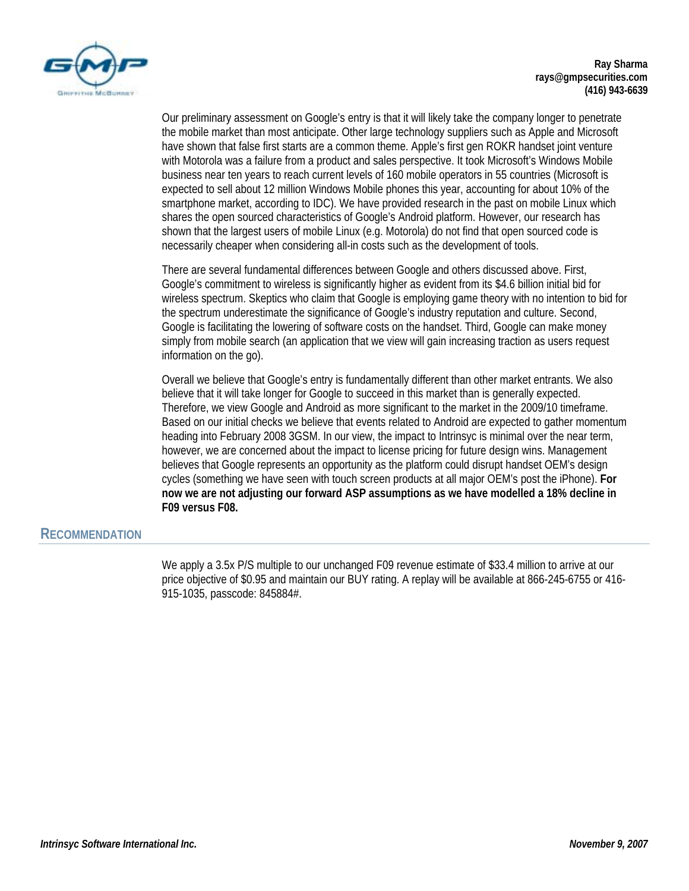Our preliminary assessment on Google's entry is that it will likely take the company longer to penetrate the mobile market than most anticipate. Other large technology suppliers such as Apple and Microsoft have shown that false first starts are a common theme. Apple's first gen ROKR handset joint venture with Motorola was a failure from a product and sales perspective. It took Microsoft's Windows Mobile business near ten years to reach current levels of 160 mobile operators in 55 countries (Microsoft is expected to sell about 12 million Windows Mobile phones this year, accounting for about 10% of the smartphone market, according to IDC). We have provided research in the past on mobile Linux which shares the open sourced characteristics of Google's Android platform. However, our research has shown that the largest users of mobile Linux (e.g. Motorola) do not find that open sourced code is necessarily cheaper when considering all-in costs such as the development of tools.

There are several fundamental differences between Google and others discussed above. First, Google's commitment to wireless is significantly higher as evident from its $4.6 billion initial bid for wireless spectrum. Skeptics who claim that Google is employing game theory with no intention to bid for the spectrum underestimate the significance of Google's industry reputation and culture. Second, Google is facilitating the lowering of software costs on the handset. Third, Google can make money simply from mobile search (an application that we view will gain increasing traction as users request information on the go).

Overall we believe that Google's entry is fundamentally different than other market entrants. We also believe that it will take longer for Google to succeed in this market than is generally expected. Therefore, we view Google and Android as more significant to the market in the 2009/10 timeframe. Based on our initial checks we believe that events related to Android are expected to gather momentum heading into February 2008 3GSM. In our view, the impact to Intrinsyc is minimal over the near term, however, we are concerned about the impact to license pricing for future design wins. Management believes that Google represents an opportunity as the platform could disrupt handset OEM's design cycles (something we have seen with touch screen products at all major OEM's post the iPhone). **For now we are not adjusting our forward ASP assumptions as we have modelled a 18% decline in F09 versus F08.**

## RECOMMENDATION

We apply a 3.5x P/S multiple to our unchanged F09 revenue estimate of $33.4 million to arrive at our price objective of $0.95 and maintain our BUY rating. A replay will be available at 866-245-6755 or 416-915-1035, passcode: 845884#.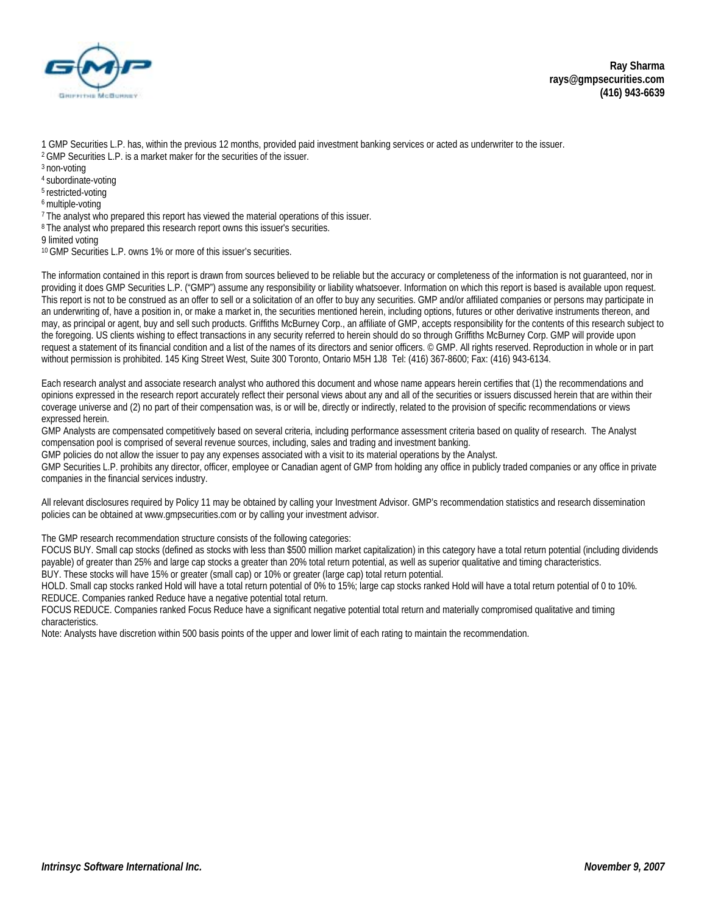**Ray Sharma**
**rays@gmpsecurities.com**
**(416) 943-6639**

1 GMP Securities L.P. has, within the previous 12 months, provided paid investment banking services or acted as underwriter to the issuer.
[2] GMP Securities L.P. is a market maker for the securities of the issuer.
[3] non-voting
[4] subordinate-voting
[5] restricted-voting
[6] multiple-voting
[7] The analyst who prepared this report has viewed the material operations of this issuer.
[8] The analyst who prepared this research report owns this issuer's securities.
9 limited voting
[10] GMP Securities L.P. owns 1% or more of this issuer's securities.

The information contained in this report is drawn from sources believed to be reliable but the accuracy or completeness of the information is not guaranteed, nor in providing it does GMP Securities L.P. ("GMP") assume any responsibility or liability whatsoever. Information on which this report is based is available upon request. This report is not to be construed as an offer to sell or a solicitation of an offer to buy any securities. GMP and/or affiliated companies or persons may participate in an underwriting of, have a position in, or make a market in, the securities mentioned herein, including options, futures or other derivative instruments thereon, and may, as principal or agent, buy and sell such products. Griffiths McBurney Corp., an affiliate of GMP, accepts responsibility for the contents of this research subject to the foregoing. US clients wishing to effect transactions in any security referred to herein should do so through Griffiths McBurney Corp. GMP will provide upon request a statement of its financial condition and a list of the names of its directors and senior officers. © GMP. All rights reserved. Reproduction in whole or in part without permission is prohibited. 145 King Street West, Suite 300 Toronto, Ontario M5H 1J8 Tel: (416) 367-8600; Fax: (416) 943-6134.

Each research analyst and associate research analyst who authored this document and whose name appears herein certifies that (1) the recommendations and opinions expressed in the research report accurately reflect their personal views about any and all of the securities or issuers discussed herein that are within their coverage universe and (2) no part of their compensation was, is or will be, directly or indirectly, related to the provision of specific recommendations or views expressed herein.
GMP Analysts are compensated competitively based on several criteria, including performance assessment criteria based on quality of research. The Analyst compensation pool is comprised of several revenue sources, including, sales and trading and investment banking.
GMP policies do not allow the issuer to pay any expenses associated with a visit to its material operations by the Analyst.
GMP Securities L.P. prohibits any director, officer, employee or Canadian agent of GMP from holding any office in publicly traded companies or any office in private companies in the financial services industry.

All relevant disclosures required by Policy 11 may be obtained by calling your Investment Advisor. GMP's recommendation statistics and research dissemination policies can be obtained at www.gmpsecurities.com or by calling your investment advisor.

The GMP research recommendation structure consists of the following categories:
FOCUS BUY. Small cap stocks (defined as stocks with less than $500 million market capitalization) in this category have a total return potential (including dividends payable) of greater than 25% and large cap stocks a greater than 20% total return potential, as well as superior qualitative and timing characteristics.
BUY. These stocks will have 15% or greater (small cap) or 10% or greater (large cap) total return potential.
HOLD. Small cap stocks ranked Hold will have a total return potential of 0% to 15%; large cap stocks ranked Hold will have a total return potential of 0 to 10%.
REDUCE. Companies ranked Reduce have a negative potential total return.
FOCUS REDUCE. Companies ranked Focus Reduce have a significant negative potential total return and materially compromised qualitative and timing characteristics.
Note: Analysts have discretion within 500 basis points of the upper and lower limit of each rating to maintain the recommendation.